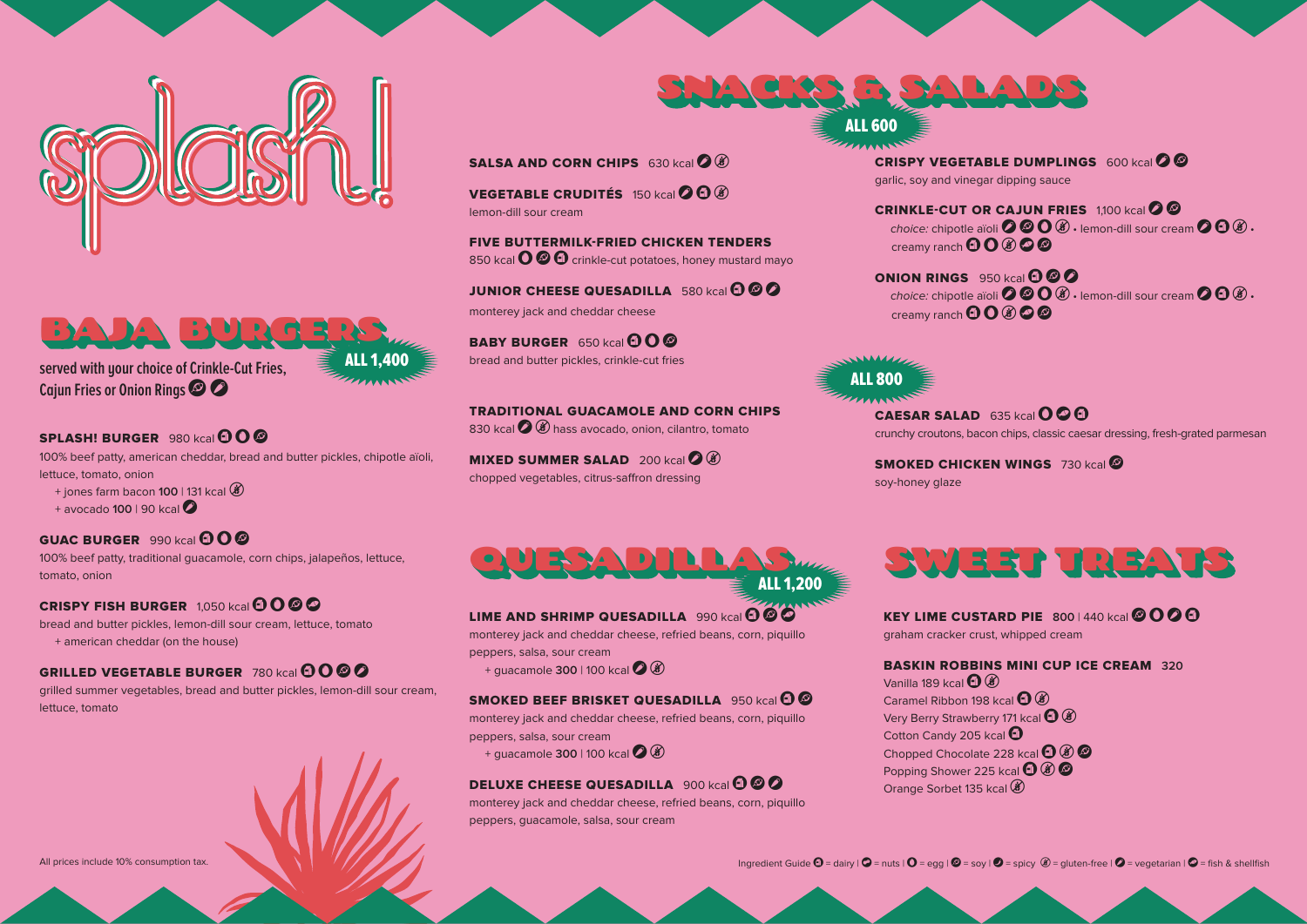# splash!

## BAJA BURGERS

**ALL 1,400**

served with your choice of Crinkle-Cut Fries, Cajun Fries or Onion Rings

**SPLASH! BURGER** 980 kcal

100% beef patty, american cheddar, bread and butter pickles, chipotle aïoli, lettuce, tomato, onion

+ jones farm bacon **100** | 131 kcal
+ avocado **100** | 90 kcal

**GUAC BURGER** 990 kcal

100% beef patty, traditional guacamole, corn chips, jalapeños, lettuce, tomato, onion

**CRISPY FISH BURGER** 1,050 kcal

bread and butter pickles, lemon-dill sour cream, lettuce, tomato

+ american cheddar (on the house)

**GRILLED VEGETABLE BURGER** 780 kcal

grilled summer vegetables, bread and butter pickles, lemon-dill sour cream, lettuce, tomato

All prices include 10% consumption tax.

## SNACKS & SALADS

**ALL 600**

**SALSA AND CORN CHIPS** 630 kcal

**VEGETABLE CRUDITÉS** 150 kcal

lemon-dill sour cream

**FIVE BUTTERMILK-FRIED CHICKEN TENDERS**

850 kcal crinkle-cut potatoes, honey mustard mayo

**JUNIOR CHEESE QUESADILLA** 580 kcal

monterey jack and cheddar cheese

**BABY BURGER** 650 kcal

bread and butter pickles, crinkle-cut fries

**CRISPY VEGETABLE DUMPLINGS** 600 kcal

garlic, soy and vinegar dipping sauce

**CRINKLE-CUT OR CAJUN FRIES** 1,100 kcal

*choice:* chipotle aïoli • lemon-dill sour cream • creamy ranch

**ONION RINGS** 950 kcal

*choice:* chipotle aïoli • lemon-dill sour cream • creamy ranch

**ALL 800**

**TRADITIONAL GUACAMOLE AND CORN CHIPS**

830 kcal hass avocado, onion, cilantro, tomato

**MIXED SUMMER SALAD** 200 kcal

chopped vegetables, citrus-saffron dressing

**CAESAR SALAD** 635 kcal

crunchy croutons, bacon chips, classic caesar dressing, fresh-grated parmesan

**SMOKED CHICKEN WINGS** 730 kcal

soy-honey glaze

## QUESADILLAS

**ALL 1,200**

**LIME AND SHRIMP QUESADILLA** 990 kcal

monterey jack and cheddar cheese, refried beans, corn, piquillo peppers, salsa, sour cream

+ guacamole **300** | 100 kcal

**SMOKED BEEF BRISKET QUESADILLA** 950 kcal

monterey jack and cheddar cheese, refried beans, corn, piquillo peppers, salsa, sour cream

+ guacamole **300** | 100 kcal

**DELUXE CHEESE QUESADILLA** 900 kcal

monterey jack and cheddar cheese, refried beans, corn, piquillo peppers, guacamole, salsa, sour cream

## SWEET TREATS

**KEY LIME CUSTARD PIE** **800** | 440 kcal

graham cracker crust, whipped cream

**BASKIN ROBBINS MINI CUP ICE CREAM** **320**

Vanilla 189 kcal
Caramel Ribbon 198 kcal
Very Berry Strawberry 171 kcal
Cotton Candy 205 kcal
Chopped Chocolate 228 kcal
Popping Shower 225 kcal
Orange Sorbet 135 kcal

Ingredient Guide = dairy | = nuts | = egg | = soy | = spicy = gluten-free | = vegetarian | = fish & shellfish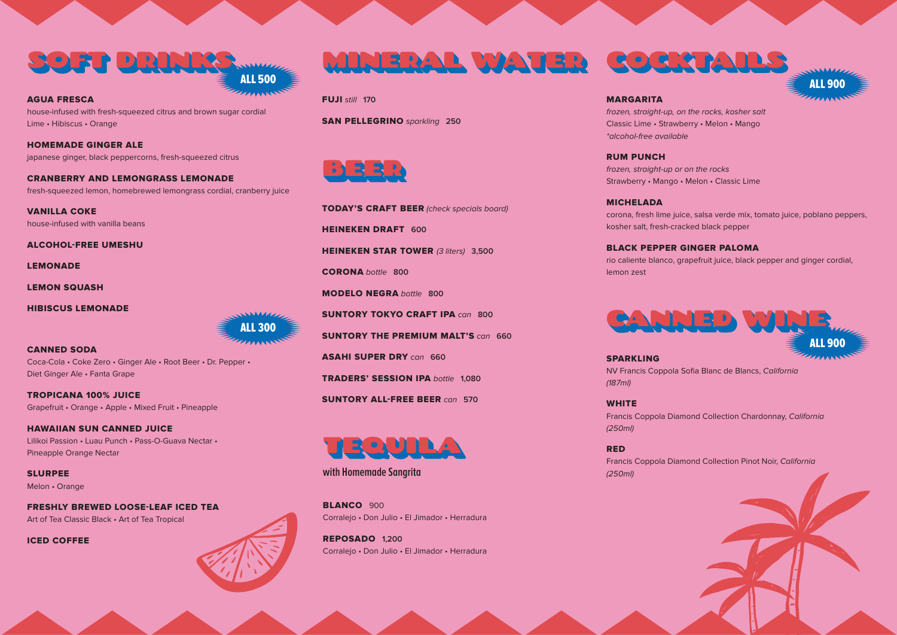## SOFT DRINKS

ALL 500

**AGUA FRESCA**
house-infused with fresh-squeezed citrus and brown sugar cordial
Lime • Hibiscus • Orange

**HOMEMADE GINGER ALE**
japanese ginger, black peppercorns, fresh-squeezed citrus

**CRANBERRY AND LEMONGRASS LEMONADE**
fresh-squeezed lemon, homebrewed lemongrass cordial, cranberry juice

**VANILLA COKE**
house-infused with vanilla beans

**ALCOHOL-FREE UMESHU**

**LEMONADE**

**LEMON SQUASH**

**HIBISCUS LEMONADE**

ALL 300

**CANNED SODA**
Coca-Cola • Coke Zero • Ginger Ale • Root Beer • Dr. Pepper • Diet Ginger Ale • Fanta Grape

**TROPICANA 100% JUICE**
Grapefruit • Orange • Apple • Mixed Fruit • Pineapple

**HAWAIIAN SUN CANNED JUICE**
Lilikoi Passion • Luau Punch • Pass-O-Guava Nectar • Pineapple Orange Nectar

**SLURPEE**
Melon • Orange

**FRESHLY BREWED LOOSE-LEAF ICED TEA**
Art of Tea Classic Black • Art of Tea Tropical

**ICED COFFEE**

## MINERAL WATER

**FUJI** *still* 170

**SAN PELLEGRINO** *sparkling* 250

## BEER

**TODAY'S CRAFT BEER** *(check specials board)*

**HEINEKEN DRAFT** 600

**HEINEKEN STAR TOWER** *(3 liters)* 3,500

**CORONA** *bottle* 800

**MODELO NEGRA** *bottle* 800

**SUNTORY TOKYO CRAFT IPA** *can* 800

**SUNTORY THE PREMIUM MALT'S** *can* 660

**ASAHI SUPER DRY** *can* 660

**TRADERS' SESSION IPA** *bottle* 1,080

**SUNTORY ALL-FREE BEER** *can* 570

## TEQUILA

with Homemade Sangrita

**BLANCO** 900
Corralejo • Don Julio • El Jimador • Herradura

**REPOSADO** 1,200
Corralejo • Don Julio • El Jimador • Herradura

## COCKTAILS

ALL 900

**MARGARITA**
*frozen, straight-up, on the rocks, kosher salt*
Classic Lime • Strawberry • Melon • Mango
*\*alcohol-free available*

**RUM PUNCH**
*frozen, straight-up or on the rocks*
Strawberry • Mango • Melon • Classic Lime

**MICHELADA**
corona, fresh lime juice, salsa verde mix, tomato juice, poblano peppers, kosher salt, fresh-cracked black pepper

**BLACK PEPPER GINGER PALOMA**
rio caliente blanco, grapefruit juice, black pepper and ginger cordial, lemon zest

## CANNED WINE

ALL 900

**SPARKLING**
NV Francis Coppola Sofia Blanc de Blancs, *California (187ml)*

**WHITE**
Francis Coppola Diamond Collection Chardonnay, *California (250ml)*

**RED**
Francis Coppola Diamond Collection Pinot Noir, *California (250ml)*